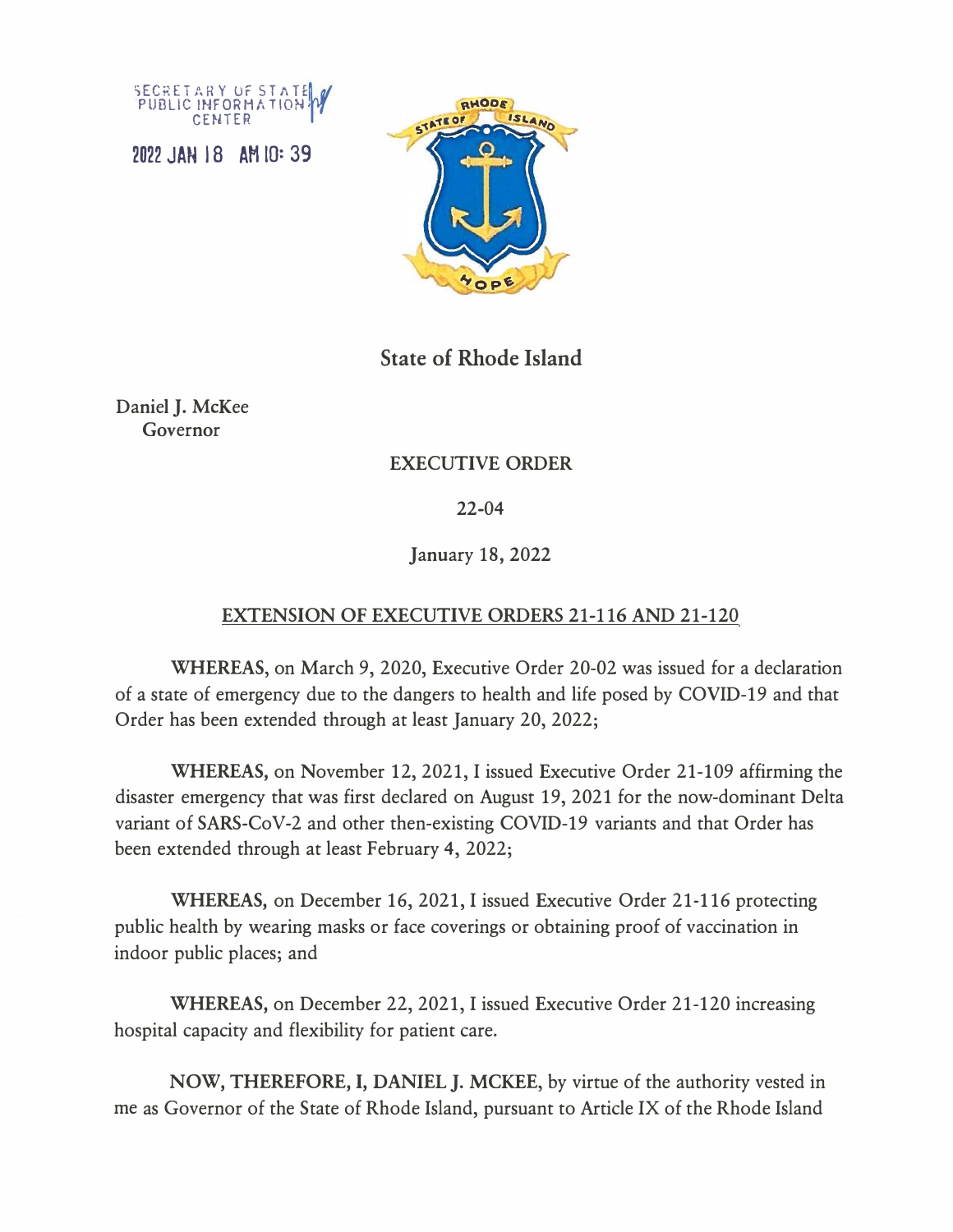SECRETARY OF STATE
PUBLIC INFORMATION
CENTER

2022 JAN 18 AM 10: 39

**State of Rhode Island**

Daniel J. McKee
Governor

**EXECUTIVE ORDER**

**22-04**

**January 18, 2022**

**EXTENSION OF EXECUTIVE ORDERS 21-116 AND 21-120**

**WHEREAS,** on March 9, 2020, Executive Order 20-02 was issued for a declaration of a state of emergency due to the dangers to health and life posed by COVID-19 and that Order has been extended through at least January 20, 2022;

**WHEREAS,** on November 12, 2021, I issued Executive Order 21-109 affirming the disaster emergency that was first declared on August 19, 2021 for the now-dominant Delta variant of SARS-CoV-2 and other then-existing COVID-19 variants and that Order has been extended through at least February 4, 2022;

**WHEREAS,** on December 16, 2021, I issued Executive Order 21-116 protecting public health by wearing masks or face coverings or obtaining proof of vaccination in indoor public places; and

**WHEREAS,** on December 22, 2021, I issued Executive Order 21-120 increasing hospital capacity and flexibility for patient care.

**NOW, THEREFORE, I, DANIEL J. MCKEE,** by virtue of the authority vested in me as Governor of the State of Rhode Island, pursuant to Article IX of the Rhode Island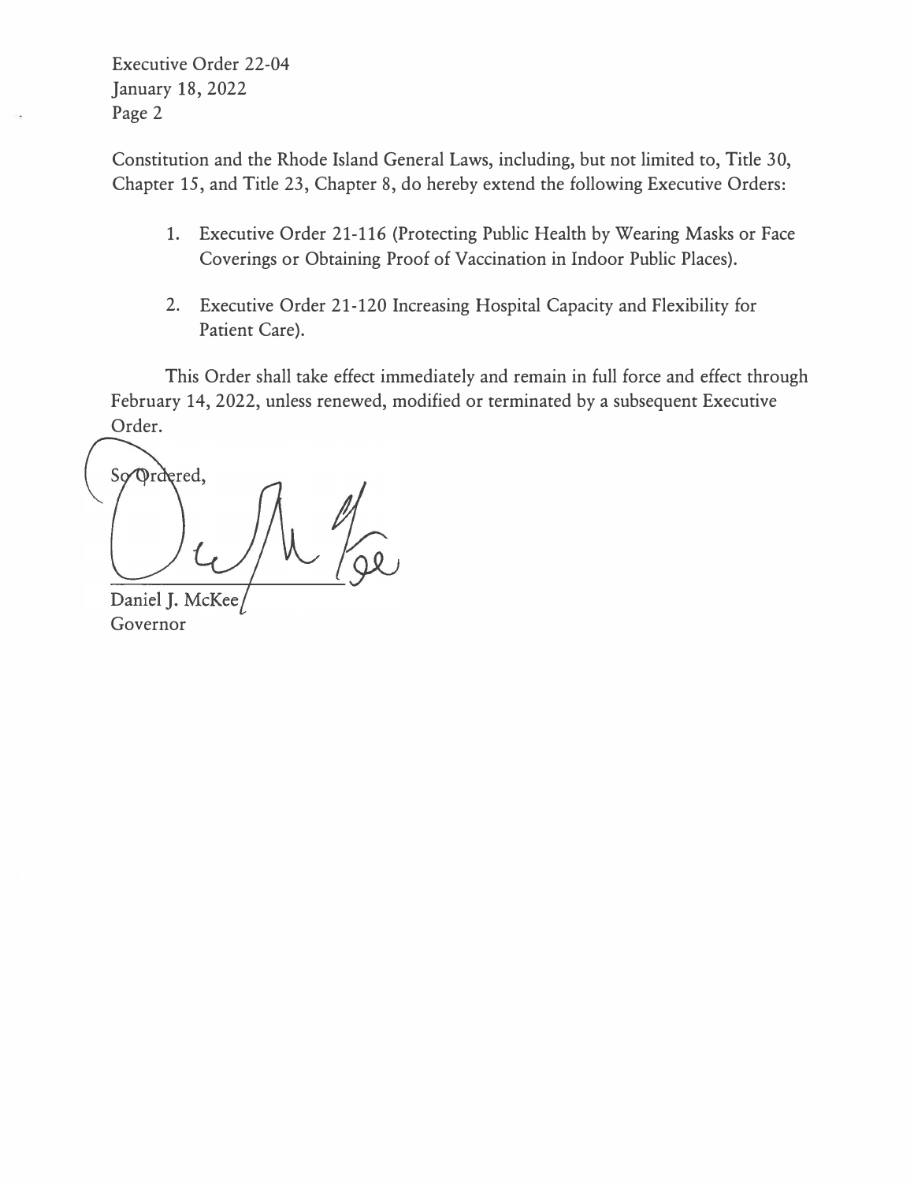Constitution and the Rhode Island General Laws, including, but not limited to, Title 30, Chapter 15, and Title 23, Chapter 8, do hereby extend the following Executive Orders:

1. Executive Order 21-116 (Protecting Public Health by Wearing Masks or Face Coverings or Obtaining Proof of Vaccination in Indoor Public Places).

2. Executive Order 21-120 Increasing Hospital Capacity and Flexibility for Patient Care).

This Order shall take effect immediately and remain in full force and effect through February 14, 2022, unless renewed, modified or terminated by a subsequent Executive Order.

So Ordered,

Daniel J. McKee
Governor